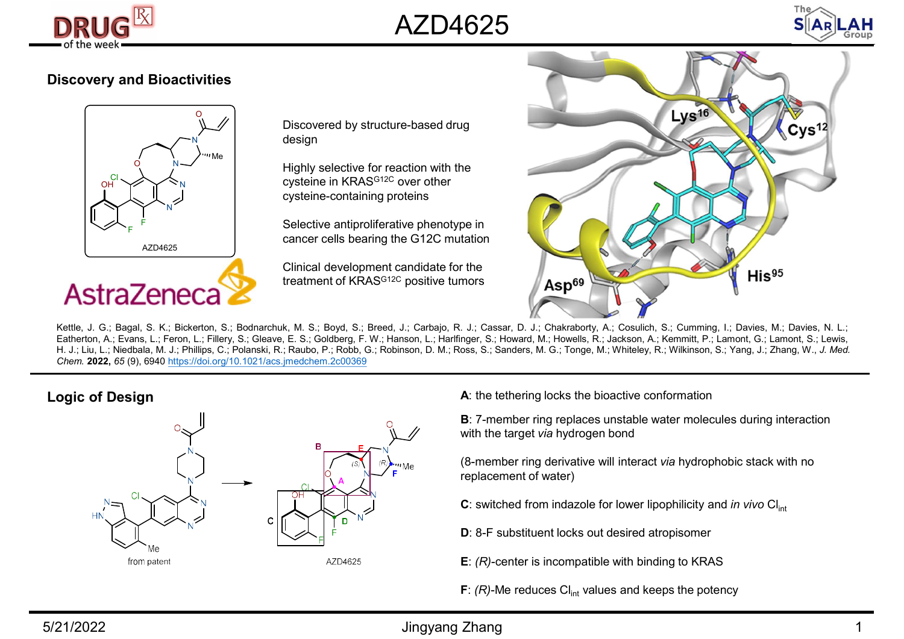# AZD4625

## Discovery and Bioactivities

AZD4625

AstraZeneca

Discovered by structure-based drug design

Highly selective for reaction with the cysteine in KRAS$^{G12C}$ over other cysteine-containing proteins

Selective antiproliferative phenotype in cancer cells bearing the G12C mutation

Clinical development candidate for the treatment of KRAS$^{G12C}$ positive tumors

Kettle, J. G.; Bagal, S. K.; Bickerton, S.; Bodnarchuk, M. S.; Boyd, S.; Breed, J.; Carbajo, R. J.; Cassar, D. J.; Chakraborty, A.; Cosulich, S.; Cumming, I.; Davies, M.; Davies, N. L.; Eatherton, A.; Evans, L.; Feron, L.; Fillery, S.; Gleave, E. S.; Goldberg, F. W.; Hanson, L.; Harlfinger, S.; Howard, M.; Howells, R.; Jackson, A.; Kemmitt, P.; Lamont, G.; Lamont, S.; Lewis, H. J.; Liu, L.; Niedbala, M. J.; Phillips, C.; Polanski, R.; Raubo, P.; Robb, G.; Robinson, D. M.; Ross, S.; Sanders, M. G.; Tonge, M.; Whiteley, R.; Wilkinson, S.; Yang, J.; Zhang, W., *J. Med. Chem.* **2022**, *65* (9), 6940 https://doi.org/10.1021/acs.jmedchem.2c00369

## Logic of Design

from patent → AZD4625

**A**: the tethering locks the bioactive conformation

**B**: 7-member ring replaces unstable water molecules during interaction with the target *via* hydrogen bond

(8-member ring derivative will interact *via* hydrophobic stack with no replacement of water)

**C**: switched from indazole for lower lipophilicity and *in vivo* $Cl_{int}$

**D**: 8-F substituent locks out desired atropisomer

**E**: *(R)*-center is incompatible with binding to KRAS

**F**: *(R)*-Me reduces $Cl_{int}$ values and keeps the potency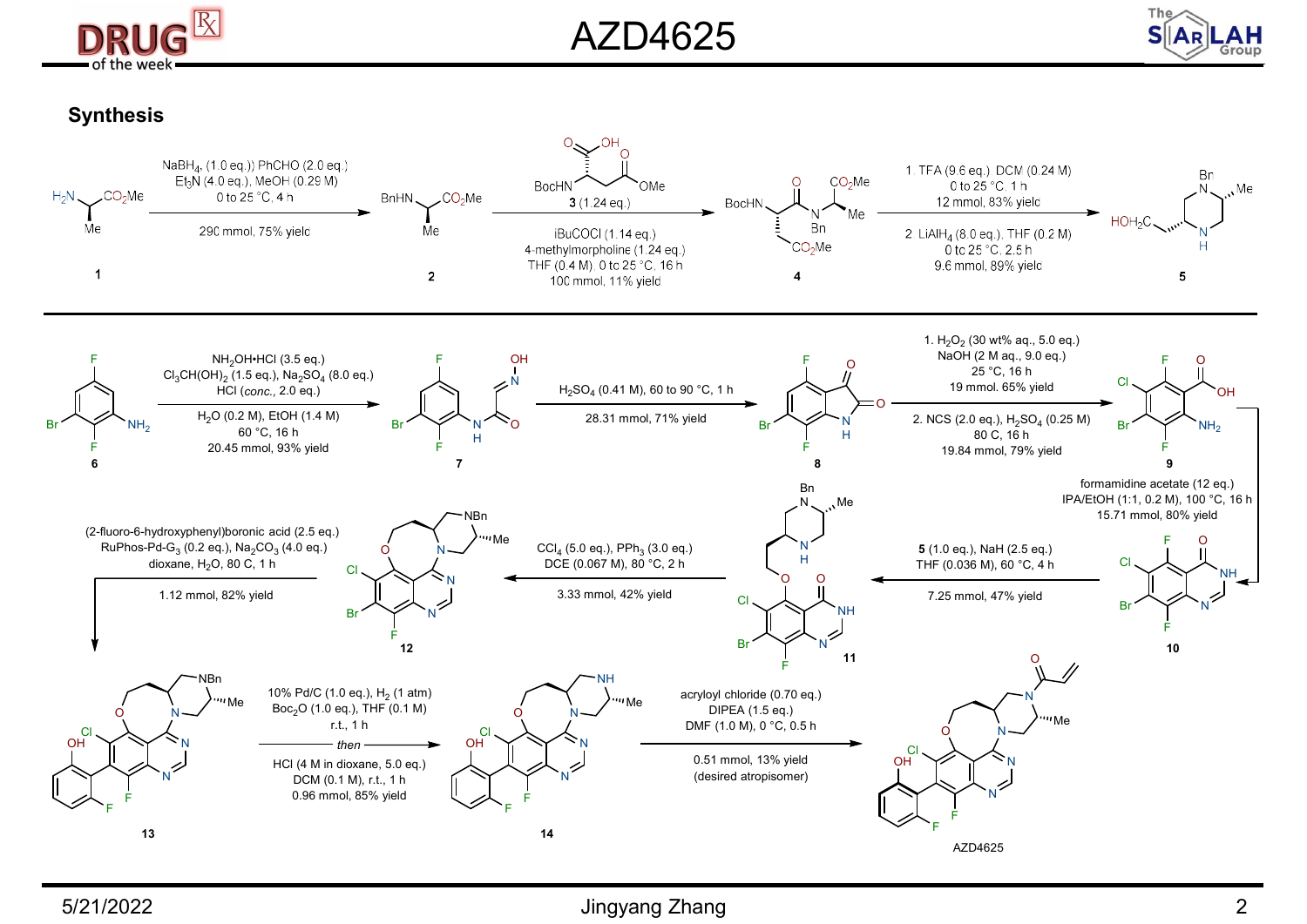# AZD4625

## Synthesis

1 → 2: $NaBH_4$ (1.0 eq.), PhCHO (2.0 eq.), $Et_3N$ (4.0 eq.), MeOH (0.29 M), 0 to 25 °C, 4 h; 290 mmol, 75% yield

2 → 4: 3 (1.24 eq.), iBuCOCl (1.14 eq.), 4-methylmorpholine (1.24 eq.), THF (0.4 M), 0 to 25 °C, 16 h; 100 mmol, 11% yield

4 → 5: 1. TFA (9.6 eq.), DCM (0.24 M), 0 to 25 °C, 1 h; 12 mmol, 83% yield. 2. $LiAlH_4$ (8.0 eq.), THF (0.2 M), 0 to 25 °C, 2.5 h; 9.6 mmol, 89% yield

6 → 7: $NH_2OH$•HCl (3.5 eq.), $Cl_3CH(OH)_2$ (1.5 eq.), $Na_2SO_4$ (8.0 eq.), HCl (*conc.*, 2.0 eq.), $H_2O$ (0.2 M), EtOH (1.4 M), 60 °C, 16 h; 20.45 mmol, 93% yield

7 → 8: $H_2SO_4$ (0.41 M), 60 to 90 °C, 1 h; 28.31 mmol, 71% yield

8 → 9: 1. $H_2O_2$ (30 wt% aq., 5.0 eq.), NaOH (2 M aq., 9.0 eq.), 25 °C, 16 h; 19 mmol, 65% yield. 2. NCS (2.0 eq.), $H_2SO_4$ (0.25 M), 80 C, 16 h; 19.84 mmol, 79% yield

9 → 10: formamidine acetate (12 eq.), IPA/EtOH (1:1, 0.2 M), 100 °C, 16 h; 15.71 mmol, 80% yield

10 → 11: 5 (1.0 eq.), NaH (2.5 eq.), THF (0.036 M), 60 °C, 4 h; 7.25 mmol, 47% yield

11 → 12: $CCl_4$ (5.0 eq.), $PPh_3$ (3.0 eq.), DCE (0.067 M), 80 °C, 2 h; 3.33 mmol, 42% yield

12 → 13: (2-fluoro-6-hydroxyphenyl)boronic acid (2.5 eq.), RuPhos-Pd-$G_3$ (0.2 eq.), $Na_2CO_3$ (4.0 eq.), dioxane, $H_2O$, 80 C, 1 h; 1.12 mmol, 82% yield

13 → 14: 10% Pd/C (1.0 eq.), $H_2$ (1 atm), $Boc_2O$ (1.0 eq.), THF (0.1 M), r.t., 1 h; *then* HCl (4 M in dioxane, 5.0 eq.), DCM (0.1 M), r.t., 1 h; 0.96 mmol, 85% yield

14 → AZD4625: acryloyl chloride (0.70 eq.), DIPEA (1.5 eq.), DMF (1.0 M), 0 °C, 0.5 h; 0.51 mmol, 13% yield (desired atropisomer)

AZD4625

5/21/2022

Jingyang Zhang